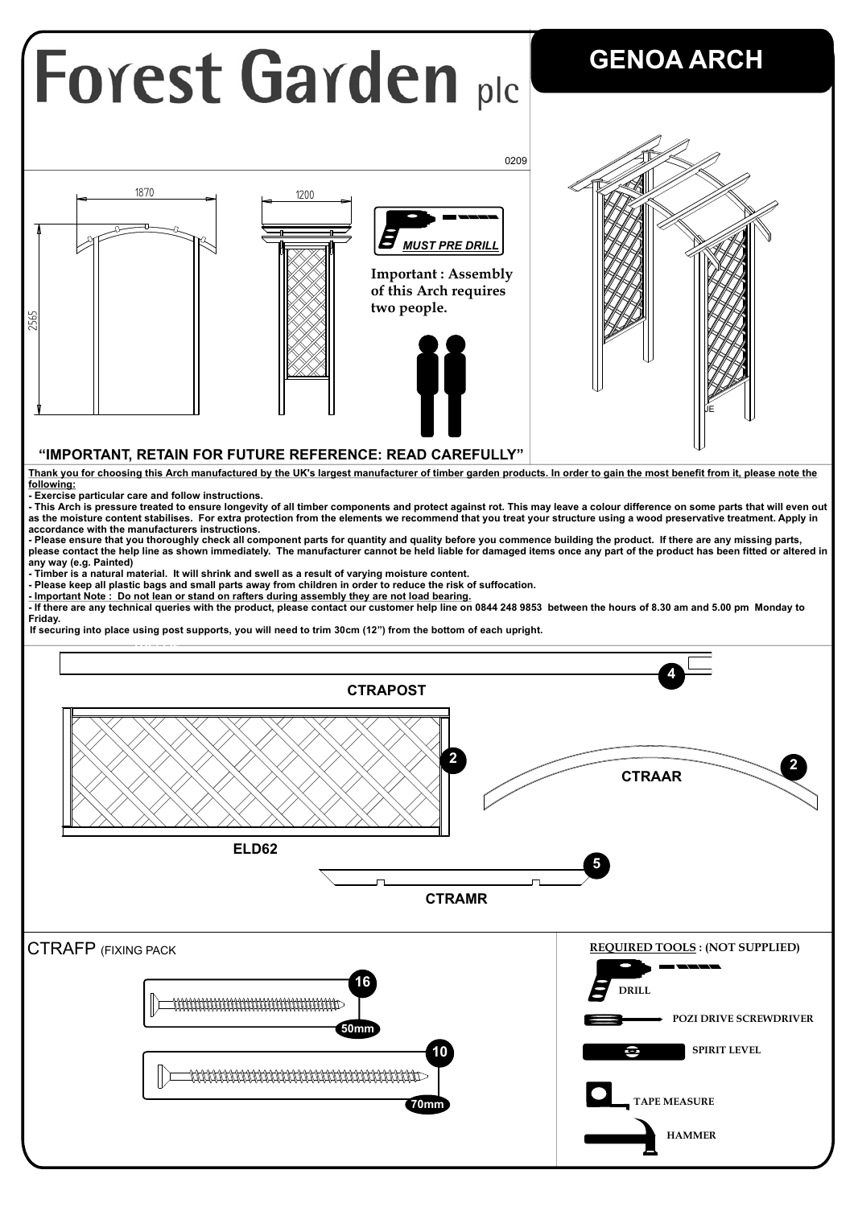# Forest Garden plc

## GENOA ARCH

0209

1870

1200

2565

*MUST PRE DRILL*

**Important : Assembly of this Arch requires two people.**

**"IMPORTANT, RETAIN FOR FUTURE REFERENCE: READ CAREFULLY"**

**Thank you for choosing this Arch manufactured by the UK's largest manufacturer of timber garden products. In order to gain the most benefit from it, please note the following:**

- **Exercise particular care and follow instructions.**
- **This Arch is pressure treated to ensure longevity of all timber components and protect against rot. This may leave a colour difference on some parts that will even out as the moisture content stabilises. For extra protection from the elements we recommend that you treat your structure using a wood preservative treatment. Apply in accordance with the manufacturers instructions.**
- **Please ensure that you thoroughly check all component parts for quantity and quality before you commence building the product. If there are any missing parts, please contact the help line as shown immediately. The manufacturer cannot be held liable for damaged items once any part of the product has been fitted or altered in any way (e.g. Painted)**
- **Timber is a natural material. It will shrink and swell as a result of varying moisture content.**
- **Please keep all plastic bags and small parts away from children in order to reduce the risk of suffocation.**
- **Important Note : Do not lean or stand on rafters during assembly they are not load bearing.**
- **If there are any technical queries with the product, please contact our customer help line on 0844 248 9853 between the hours of 8.30 am and 5.00 pm Monday to Friday.**

**If securing into place using post supports, you will need to trim 30cm (12") from the bottom of each upright.**

**CTRAPOST** – 4

**ELD62** – 2

**CTRAAR** – 2

**CTRAMR** – 5

CTRAFP (FIXING PACK

- 16 – 50mm
- 10 – 70mm

**REQUIRED TOOLS : (NOT SUPPLIED)**

- DRILL
- POZI DRIVE SCREWDRIVER
- SPIRIT LEVEL
- TAPE MEASURE
- HAMMER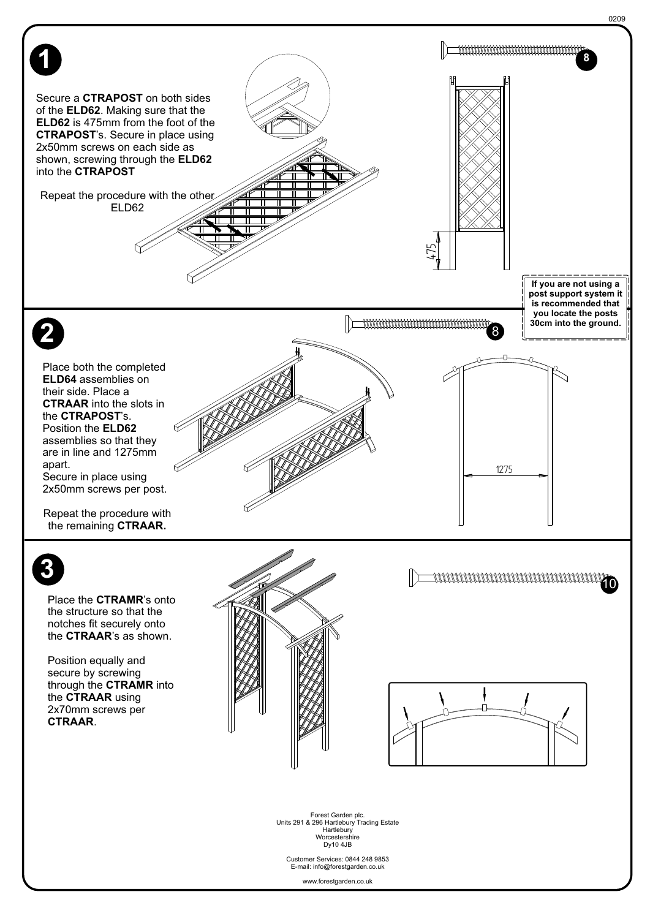## 1

Secure a **CTRAPOST** on both sides of the **ELD62**. Making sure that the **ELD62** is 475mm from the foot of the **CTRAPOST**'s. Secure in place using 2x50mm screws on each side as shown, screwing through the **ELD62** into the **CTRAPOST**

Repeat the procedure with the other ELD62

8

475

**If you are not using a post support system it is recommended that you locate the posts 30cm into the ground.**

## 2

Place both the completed **ELD64** assemblies on their side. Place a **CTRAAR** into the slots in the **CTRAPOST**'s. Position the **ELD62** assemblies so that they are in line and 1275mm apart.
Secure in place using 2x50mm screws per post.

Repeat the procedure with the remaining **CTRAAR.**

8

1275

## 3

Place the **CTRAMR**'s onto the structure so that the notches fit securely onto the **CTRAAR**'s as shown.

Position equally and secure by screwing through the **CTRAMR** into the **CTRAAR** using 2x70mm screws per **CTRAAR**.

10

Forest Garden plc.
Units 291 & 296 Hartlebury Trading Estate
Hartlebury
Worcestershire
Dy10 4JB

Customer Services: 0844 248 9853
E-mail: info@forestgarden.co.uk

www.forestgarden.co.uk